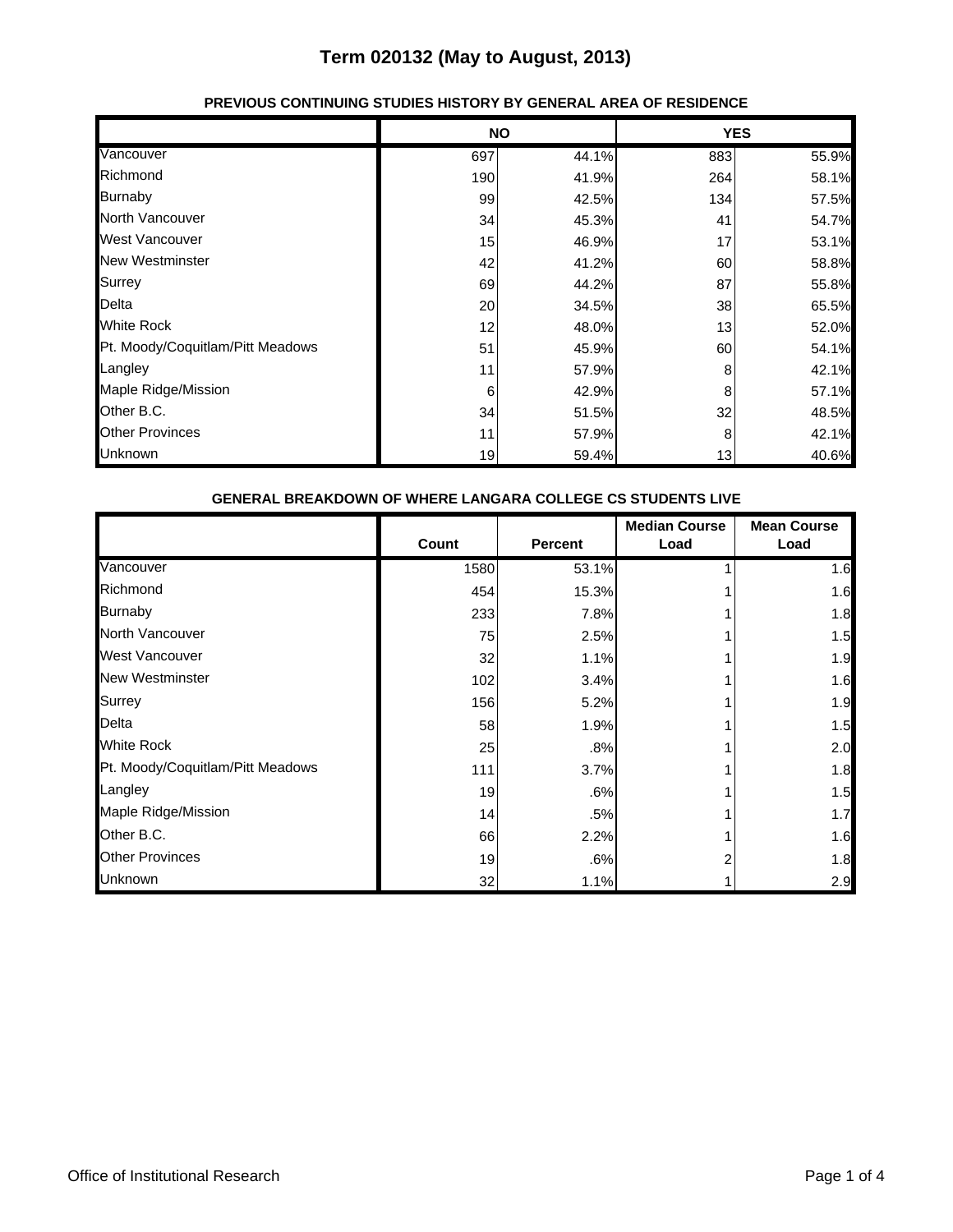# Term 020132 (May to August, 2013)

### PREVIOUS CONTINUING STUDIES HISTORY BY GENERAL AREA OF RESIDENCE

| | NO | | YES | |
|---|---|---|---|---|
| Vancouver | 697 | 44.1% | 883 | 55.9% |
| Richmond | 190 | 41.9% | 264 | 58.1% |
| Burnaby | 99 | 42.5% | 134 | 57.5% |
| North Vancouver | 34 | 45.3% | 41 | 54.7% |
| West Vancouver | 15 | 46.9% | 17 | 53.1% |
| New Westminster | 42 | 41.2% | 60 | 58.8% |
| Surrey | 69 | 44.2% | 87 | 55.8% |
| Delta | 20 | 34.5% | 38 | 65.5% |
| White Rock | 12 | 48.0% | 13 | 52.0% |
| Pt. Moody/Coquitlam/Pitt Meadows | 51 | 45.9% | 60 | 54.1% |
| Langley | 11 | 57.9% | 8 | 42.1% |
| Maple Ridge/Mission | 6 | 42.9% | 8 | 57.1% |
| Other B.C. | 34 | 51.5% | 32 | 48.5% |
| Other Provinces | 11 | 57.9% | 8 | 42.1% |
| Unknown | 19 | 59.4% | 13 | 40.6% |

### GENERAL BREAKDOWN OF WHERE LANGARA COLLEGE CS STUDENTS LIVE

| | Count | Percent | Median Course Load | Mean Course Load |
|---|---|---|---|---|
| Vancouver | 1580 | 53.1% | 1 | 1.6 |
| Richmond | 454 | 15.3% | 1 | 1.6 |
| Burnaby | 233 | 7.8% | 1 | 1.8 |
| North Vancouver | 75 | 2.5% | 1 | 1.5 |
| West Vancouver | 32 | 1.1% | 1 | 1.9 |
| New Westminster | 102 | 3.4% | 1 | 1.6 |
| Surrey | 156 | 5.2% | 1 | 1.9 |
| Delta | 58 | 1.9% | 1 | 1.5 |
| White Rock | 25 | .8% | 1 | 2.0 |
| Pt. Moody/Coquitlam/Pitt Meadows | 111 | 3.7% | 1 | 1.8 |
| Langley | 19 | .6% | 1 | 1.5 |
| Maple Ridge/Mission | 14 | .5% | 1 | 1.7 |
| Other B.C. | 66 | 2.2% | 1 | 1.6 |
| Other Provinces | 19 | .6% | 2 | 1.8 |
| Unknown | 32 | 1.1% | 1 | 2.9 |

Office of Institutional Research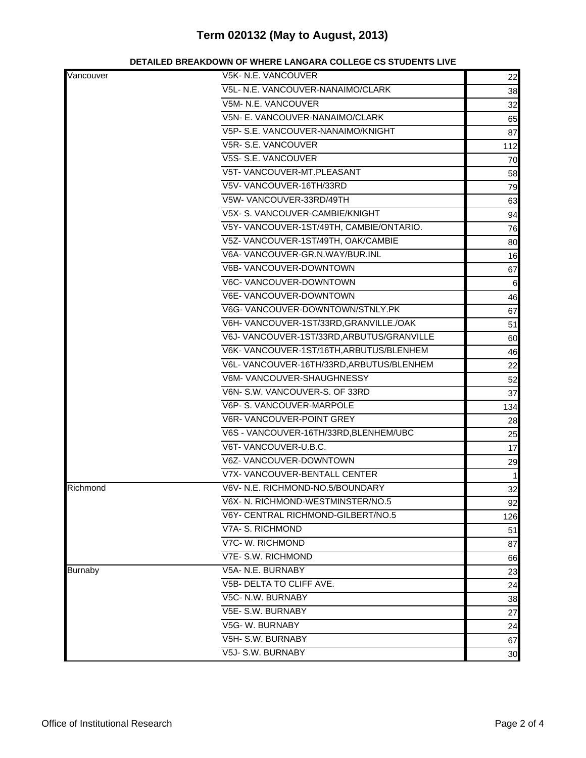# Term 020132 (May to August, 2013)

**DETAILED BREAKDOWN OF WHERE LANGARA COLLEGE CS STUDENTS LIVE**

| | | |
|---|---|---|
| Vancouver | V5K- N.E. VANCOUVER | 22 |
| | V5L- N.E. VANCOUVER-NANAIMO/CLARK | 38 |
| | V5M- N.E. VANCOUVER | 32 |
| | V5N- E. VANCOUVER-NANAIMO/CLARK | 65 |
| | V5P- S.E. VANCOUVER-NANAIMO/KNIGHT | 87 |
| | V5R- S.E. VANCOUVER | 112 |
| | V5S- S.E. VANCOUVER | 70 |
| | V5T- VANCOUVER-MT.PLEASANT | 58 |
| | V5V- VANCOUVER-16TH/33RD | 79 |
| | V5W- VANCOUVER-33RD/49TH | 63 |
| | V5X- S. VANCOUVER-CAMBIE/KNIGHT | 94 |
| | V5Y- VANCOUVER-1ST/49TH, CAMBIE/ONTARIO. | 76 |
| | V5Z- VANCOUVER-1ST/49TH, OAK/CAMBIE | 80 |
| | V6A- VANCOUVER-GR.N.WAY/BUR.INL | 16 |
| | V6B- VANCOUVER-DOWNTOWN | 67 |
| | V6C- VANCOUVER-DOWNTOWN | 6 |
| | V6E- VANCOUVER-DOWNTOWN | 46 |
| | V6G- VANCOUVER-DOWNTOWN/STNLY.PK | 67 |
| | V6H- VANCOUVER-1ST/33RD,GRANVILLE./OAK | 51 |
| | V6J- VANCOUVER-1ST/33RD,ARBUTUS/GRANVILLE | 60 |
| | V6K- VANCOUVER-1ST/16TH,ARBUTUS/BLENHEM | 46 |
| | V6L- VANCOUVER-16TH/33RD,ARBUTUS/BLENHEM | 22 |
| | V6M- VANCOUVER-SHAUGHNESSY | 52 |
| | V6N- S.W. VANCOUVER-S. OF 33RD | 37 |
| | V6P- S. VANCOUVER-MARPOLE | 134 |
| | V6R- VANCOUVER-POINT GREY | 28 |
| | V6S - VANCOUVER-16TH/33RD,BLENHEM/UBC | 25 |
| | V6T- VANCOUVER-U.B.C. | 17 |
| | V6Z- VANCOUVER-DOWNTOWN | 29 |
| | V7X- VANCOUVER-BENTALL CENTER | 1 |
| Richmond | V6V- N.E. RICHMOND-NO.5/BOUNDARY | 32 |
| | V6X- N. RICHMOND-WESTMINSTER/NO.5 | 92 |
| | V6Y- CENTRAL RICHMOND-GILBERT/NO.5 | 126 |
| | V7A- S. RICHMOND | 51 |
| | V7C- W. RICHMOND | 87 |
| | V7E- S.W. RICHMOND | 66 |
| Burnaby | V5A- N.E. BURNABY | 23 |
| | V5B- DELTA TO CLIFF AVE. | 24 |
| | V5C- N.W. BURNABY | 38 |
| | V5E- S.W. BURNABY | 27 |
| | V5G- W. BURNABY | 24 |
| | V5H- S.W. BURNABY | 67 |
| | V5J- S.W. BURNABY | 30 |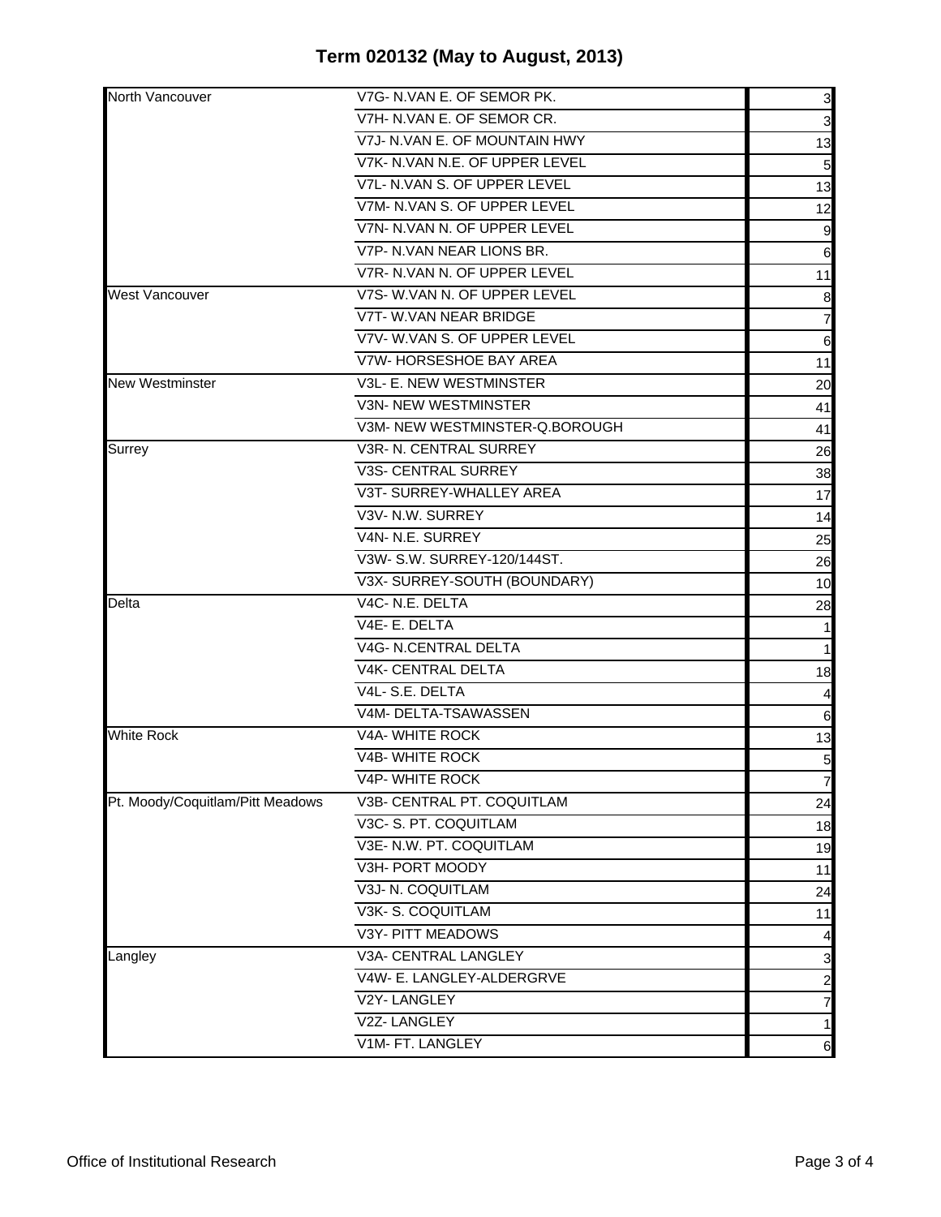# Term 020132 (May to August, 2013)

| | | |
|---|---|---|
| North Vancouver | V7G- N.VAN E. OF SEMOR PK. | 3 |
| | V7H- N.VAN E. OF SEMOR CR. | 3 |
| | V7J- N.VAN E. OF MOUNTAIN HWY | 13 |
| | V7K- N.VAN N.E. OF UPPER LEVEL | 5 |
| | V7L- N.VAN S. OF UPPER LEVEL | 13 |
| | V7M- N.VAN S. OF UPPER LEVEL | 12 |
| | V7N- N.VAN N. OF UPPER LEVEL | 9 |
| | V7P- N.VAN NEAR LIONS BR. | 6 |
| | V7R- N.VAN N. OF UPPER LEVEL | 11 |
| West Vancouver | V7S- W.VAN N. OF UPPER LEVEL | 8 |
| | V7T- W.VAN NEAR BRIDGE | 7 |
| | V7V- W.VAN S. OF UPPER LEVEL | 6 |
| | V7W- HORSESHOE BAY AREA | 11 |
| New Westminster | V3L- E. NEW WESTMINSTER | 20 |
| | V3N- NEW WESTMINSTER | 41 |
| | V3M- NEW WESTMINSTER-Q.BOROUGH | 41 |
| Surrey | V3R- N. CENTRAL SURREY | 26 |
| | V3S- CENTRAL SURREY | 38 |
| | V3T- SURREY-WHALLEY AREA | 17 |
| | V3V- N.W. SURREY | 14 |
| | V4N- N.E. SURREY | 25 |
| | V3W- S.W. SURREY-120/144ST. | 26 |
| | V3X- SURREY-SOUTH (BOUNDARY) | 10 |
| Delta | V4C- N.E. DELTA | 28 |
| | V4E- E. DELTA | 1 |
| | V4G- N.CENTRAL DELTA | 1 |
| | V4K- CENTRAL DELTA | 18 |
| | V4L- S.E. DELTA | 4 |
| | V4M- DELTA-TSAWASSEN | 6 |
| White Rock | V4A- WHITE ROCK | 13 |
| | V4B- WHITE ROCK | 5 |
| | V4P- WHITE ROCK | 7 |
| Pt. Moody/Coquitlam/Pitt Meadows | V3B- CENTRAL PT. COQUITLAM | 24 |
| | V3C- S. PT. COQUITLAM | 18 |
| | V3E- N.W. PT. COQUITLAM | 19 |
| | V3H- PORT MOODY | 11 |
| | V3J- N. COQUITLAM | 24 |
| | V3K- S. COQUITLAM | 11 |
| | V3Y- PITT MEADOWS | 4 |
| Langley | V3A- CENTRAL LANGLEY | 3 |
| | V4W- E. LANGLEY-ALDERGRVE | 2 |
| | V2Y- LANGLEY | 7 |
| | V2Z- LANGLEY | 1 |
| | V1M- FT. LANGLEY | 6 |

Office of Institutional Research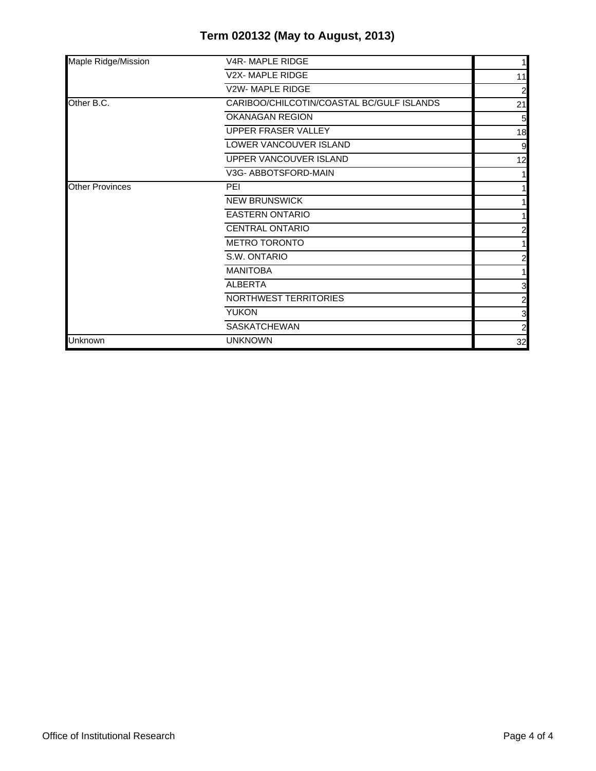# Term 020132 (May to August, 2013)

| | | |
|---|---|---|
| Maple Ridge/Mission | V4R- MAPLE RIDGE | 1 |
| | V2X- MAPLE RIDGE | 11 |
| | V2W- MAPLE RIDGE | 2 |
| Other B.C. | CARIBOO/CHILCOTIN/COASTAL BC/GULF ISLANDS | 21 |
| | OKANAGAN REGION | 5 |
| | UPPER FRASER VALLEY | 18 |
| | LOWER VANCOUVER ISLAND | 9 |
| | UPPER VANCOUVER ISLAND | 12 |
| | V3G- ABBOTSFORD-MAIN | 1 |
| Other Provinces | PEI | 1 |
| | NEW BRUNSWICK | 1 |
| | EASTERN ONTARIO | 1 |
| | CENTRAL ONTARIO | 2 |
| | METRO TORONTO | 1 |
| | S.W. ONTARIO | 2 |
| | MANITOBA | 1 |
| | ALBERTA | 3 |
| | NORTHWEST TERRITORIES | 2 |
| | YUKON | 3 |
| | SASKATCHEWAN | 2 |
| Unknown | UNKNOWN | 32 |

Office of Institutional Research